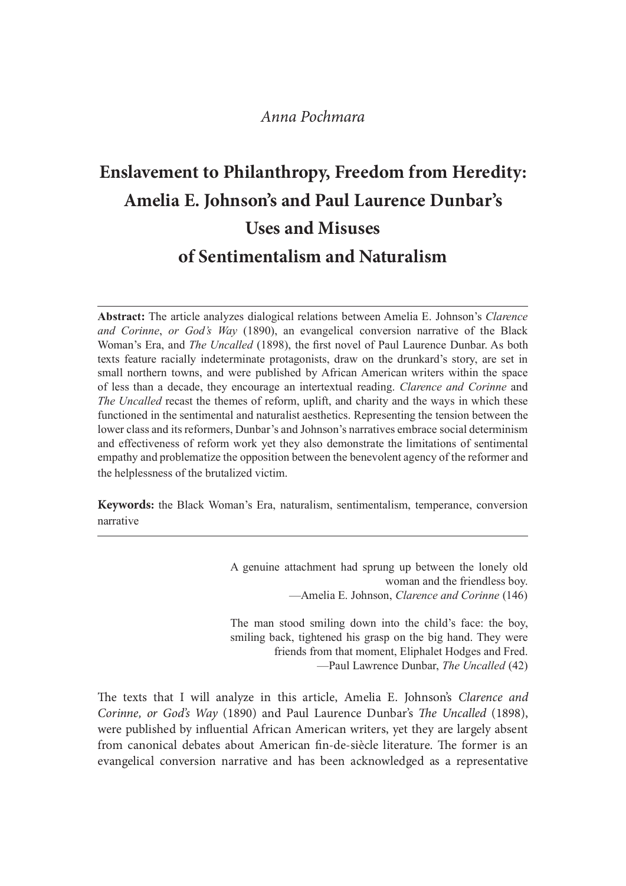*Anna Pochmara*

# Enslavement to Philanthropy, Freedom from Heredity: Amelia E. Johnson's and Paul Laurence Dunbar's Uses and Misuses of Sentimentalism and Naturalism

**Abstract:** The article analyzes dialogical relations between Amelia E. Johnson's *Clarence and Corinne*, *or God's Way* (1890), an evangelical conversion narrative of the Black Woman's Era, and *The Uncalled* (1898), the first novel of Paul Laurence Dunbar. As both texts feature racially indeterminate protagonists, draw on the drunkard's story, are set in small northern towns, and were published by African American writers within the space of less than a decade, they encourage an intertextual reading. *Clarence and Corinne* and *The Uncalled* recast the themes of reform, uplift, and charity and the ways in which these functioned in the sentimental and naturalist aesthetics. Representing the tension between the lower class and its reformers, Dunbar's and Johnson's narratives embrace social determinism and effectiveness of reform work yet they also demonstrate the limitations of sentimental empathy and problematize the opposition between the benevolent agency of the reformer and the helplessness of the brutalized victim.

**Keywords:** the Black Woman's Era, naturalism, sentimentalism, temperance, conversion narrative

> A genuine attachment had sprung up between the lonely old woman and the friendless boy.
> —Amelia E. Johnson, *Clarence and Corinne* (146)

> The man stood smiling down into the child's face: the boy, smiling back, tightened his grasp on the big hand. They were friends from that moment, Eliphalet Hodges and Fred.
> —Paul Lawrence Dunbar, *The Uncalled* (42)

The texts that I will analyze in this article, Amelia E. Johnson's *Clarence and Corinne, or God's Way* (1890) and Paul Laurence Dunbar's *The Uncalled* (1898), were published by influential African American writers, yet they are largely absent from canonical debates about American fin-de-siècle literature. The former is an evangelical conversion narrative and has been acknowledged as a representative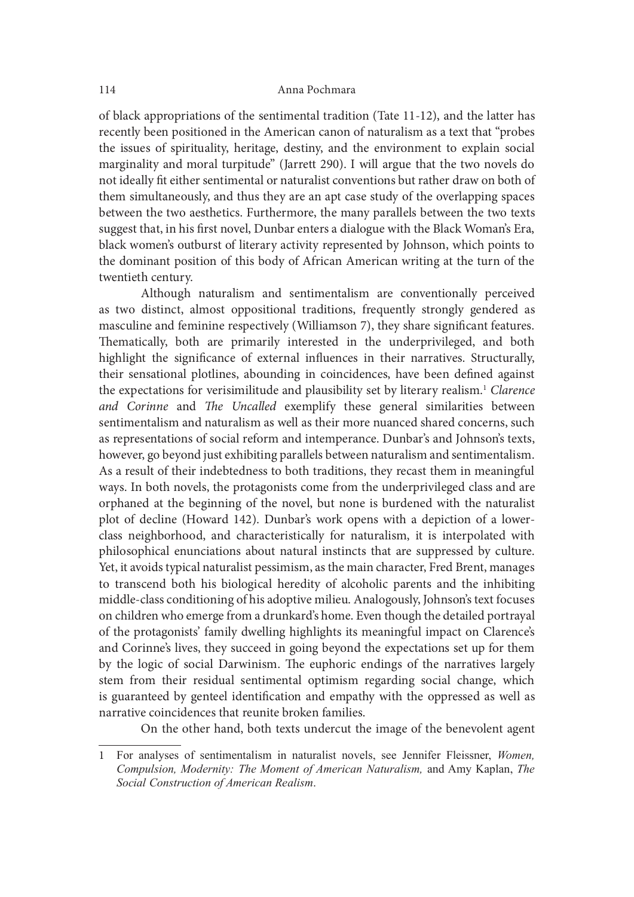of black appropriations of the sentimental tradition (Tate 11-12), and the latter has recently been positioned in the American canon of naturalism as a text that "probes the issues of spirituality, heritage, destiny, and the environment to explain social marginality and moral turpitude" (Jarrett 290). I will argue that the two novels do not ideally fit either sentimental or naturalist conventions but rather draw on both of them simultaneously, and thus they are an apt case study of the overlapping spaces between the two aesthetics. Furthermore, the many parallels between the two texts suggest that, in his first novel, Dunbar enters a dialogue with the Black Woman's Era, black women's outburst of literary activity represented by Johnson, which points to the dominant position of this body of African American writing at the turn of the twentieth century.

Although naturalism and sentimentalism are conventionally perceived as two distinct, almost oppositional traditions, frequently strongly gendered as masculine and feminine respectively (Williamson 7), they share significant features. Thematically, both are primarily interested in the underprivileged, and both highlight the significance of external influences in their narratives. Structurally, their sensational plotlines, abounding in coincidences, have been defined against the expectations for verisimilitude and plausibility set by literary realism.[1] *Clarence and Corinne* and *The Uncalled* exemplify these general similarities between sentimentalism and naturalism as well as their more nuanced shared concerns, such as representations of social reform and intemperance. Dunbar's and Johnson's texts, however, go beyond just exhibiting parallels between naturalism and sentimentalism. As a result of their indebtedness to both traditions, they recast them in meaningful ways. In both novels, the protagonists come from the underprivileged class and are orphaned at the beginning of the novel, but none is burdened with the naturalist plot of decline (Howard 142). Dunbar's work opens with a depiction of a lower-class neighborhood, and characteristically for naturalism, it is interpolated with philosophical enunciations about natural instincts that are suppressed by culture. Yet, it avoids typical naturalist pessimism, as the main character, Fred Brent, manages to transcend both his biological heredity of alcoholic parents and the inhibiting middle-class conditioning of his adoptive milieu. Analogously, Johnson's text focuses on children who emerge from a drunkard's home. Even though the detailed portrayal of the protagonists' family dwelling highlights its meaningful impact on Clarence's and Corinne's lives, they succeed in going beyond the expectations set up for them by the logic of social Darwinism. The euphoric endings of the narratives largely stem from their residual sentimental optimism regarding social change, which is guaranteed by genteel identification and empathy with the oppressed as well as narrative coincidences that reunite broken families.

On the other hand, both texts undercut the image of the benevolent agent

---

1 For analyses of sentimentalism in naturalist novels, see Jennifer Fleissner, *Women, Compulsion, Modernity: The Moment of American Naturalism,* and Amy Kaplan, *The Social Construction of American Realism*.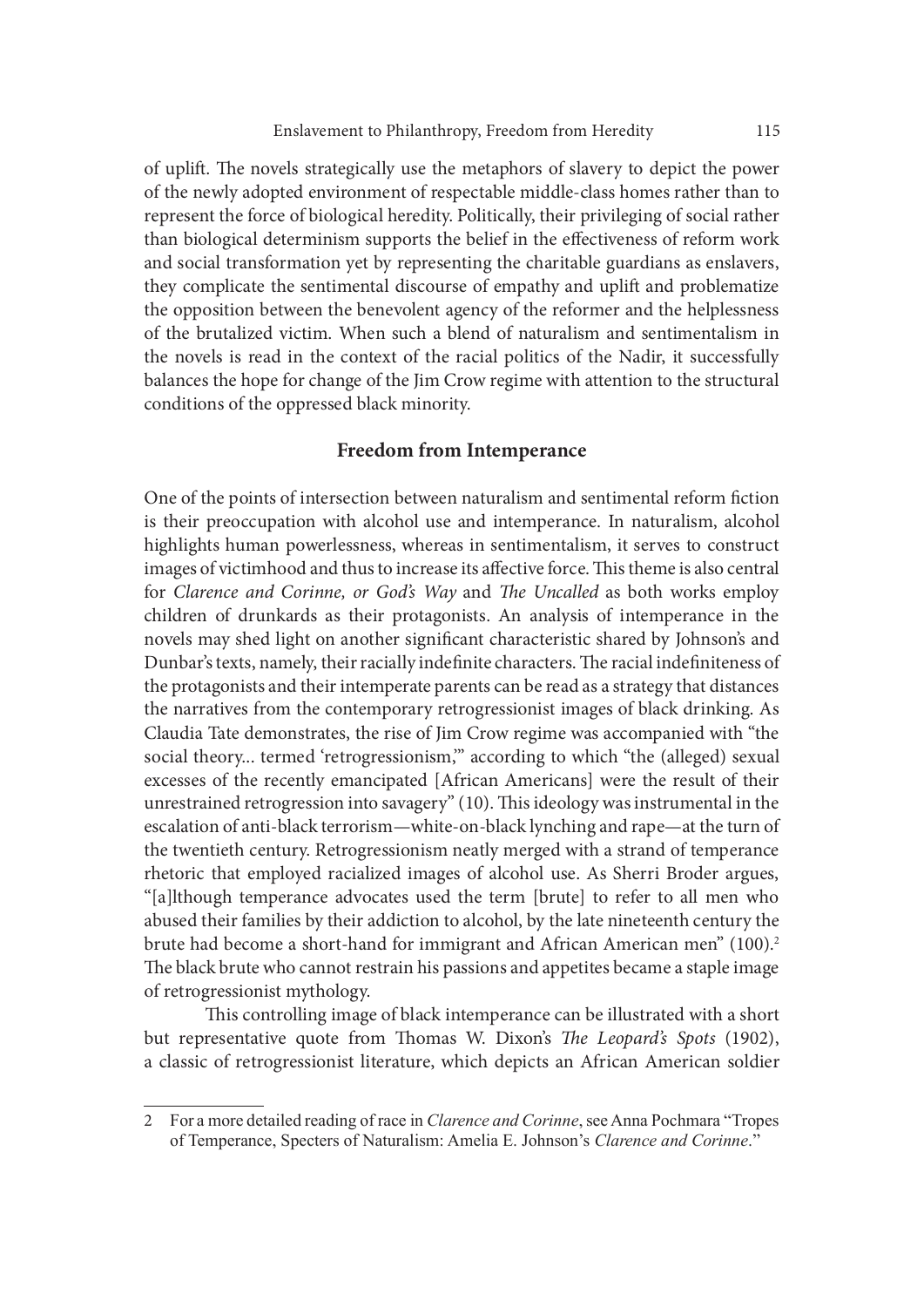of uplift. The novels strategically use the metaphors of slavery to depict the power of the newly adopted environment of respectable middle-class homes rather than to represent the force of biological heredity. Politically, their privileging of social rather than biological determinism supports the belief in the effectiveness of reform work and social transformation yet by representing the charitable guardians as enslavers, they complicate the sentimental discourse of empathy and uplift and problematize the opposition between the benevolent agency of the reformer and the helplessness of the brutalized victim. When such a blend of naturalism and sentimentalism in the novels is read in the context of the racial politics of the Nadir, it successfully balances the hope for change of the Jim Crow regime with attention to the structural conditions of the oppressed black minority.

## Freedom from Intemperance

One of the points of intersection between naturalism and sentimental reform fiction is their preoccupation with alcohol use and intemperance. In naturalism, alcohol highlights human powerlessness, whereas in sentimentalism, it serves to construct images of victimhood and thus to increase its affective force. This theme is also central for *Clarence and Corinne, or God's Way* and *The Uncalled* as both works employ children of drunkards as their protagonists. An analysis of intemperance in the novels may shed light on another significant characteristic shared by Johnson's and Dunbar's texts, namely, their racially indefinite characters. The racial indefiniteness of the protagonists and their intemperate parents can be read as a strategy that distances the narratives from the contemporary retrogressionist images of black drinking. As Claudia Tate demonstrates, the rise of Jim Crow regime was accompanied with "the social theory... termed 'retrogressionism,'" according to which "the (alleged) sexual excesses of the recently emancipated [African Americans] were the result of their unrestrained retrogression into savagery" (10). This ideology was instrumental in the escalation of anti-black terrorism—white-on-black lynching and rape—at the turn of the twentieth century. Retrogressionism neatly merged with a strand of temperance rhetoric that employed racialized images of alcohol use. As Sherri Broder argues, "[a]lthough temperance advocates used the term [brute] to refer to all men who abused their families by their addiction to alcohol, by the late nineteenth century the brute had become a short-hand for immigrant and African American men" (100).[2] The black brute who cannot restrain his passions and appetites became a staple image of retrogressionist mythology.

This controlling image of black intemperance can be illustrated with a short but representative quote from Thomas W. Dixon's *The Leopard's Spots* (1902), a classic of retrogressionist literature, which depicts an African American soldier

---

2 For a more detailed reading of race in *Clarence and Corinne*, see Anna Pochmara "Tropes of Temperance, Specters of Naturalism: Amelia E. Johnson's *Clarence and Corinne*."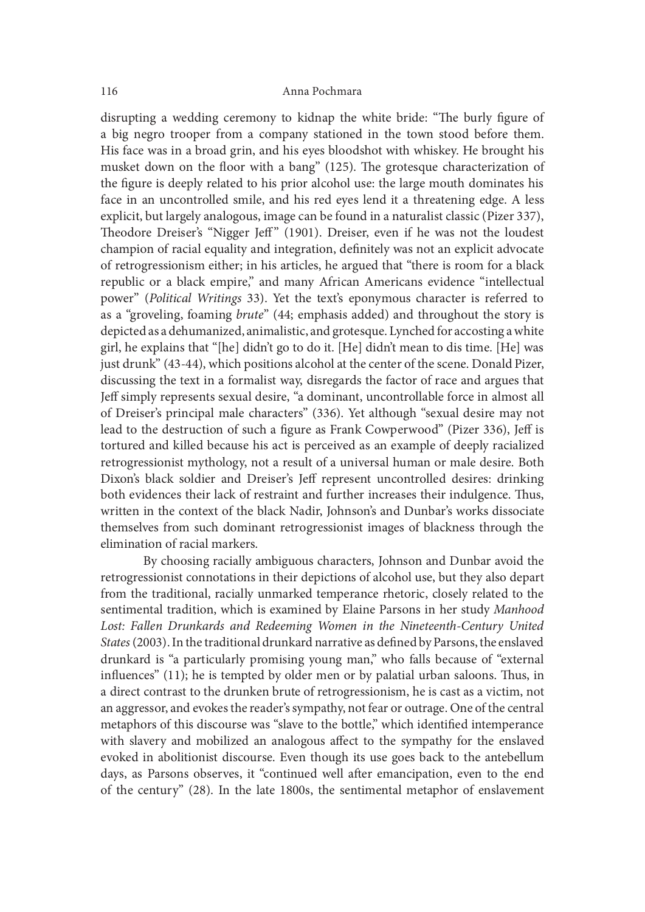disrupting a wedding ceremony to kidnap the white bride: "The burly figure of a big negro trooper from a company stationed in the town stood before them. His face was in a broad grin, and his eyes bloodshot with whiskey. He brought his musket down on the floor with a bang" (125). The grotesque characterization of the figure is deeply related to his prior alcohol use: the large mouth dominates his face in an uncontrolled smile, and his red eyes lend it a threatening edge. A less explicit, but largely analogous, image can be found in a naturalist classic (Pizer 337), Theodore Dreiser's "Nigger Jeff" (1901). Dreiser, even if he was not the loudest champion of racial equality and integration, definitely was not an explicit advocate of retrogressionism either; in his articles, he argued that "there is room for a black republic or a black empire," and many African Americans evidence "intellectual power" (*Political Writings* 33). Yet the text's eponymous character is referred to as a "groveling, foaming *brute*" (44; emphasis added) and throughout the story is depicted as a dehumanized, animalistic, and grotesque. Lynched for accosting a white girl, he explains that "[he] didn't go to do it. [He] didn't mean to dis time. [He] was just drunk" (43-44), which positions alcohol at the center of the scene. Donald Pizer, discussing the text in a formalist way, disregards the factor of race and argues that Jeff simply represents sexual desire, "a dominant, uncontrollable force in almost all of Dreiser's principal male characters" (336). Yet although "sexual desire may not lead to the destruction of such a figure as Frank Cowperwood" (Pizer 336), Jeff is tortured and killed because his act is perceived as an example of deeply racialized retrogressionist mythology, not a result of a universal human or male desire. Both Dixon's black soldier and Dreiser's Jeff represent uncontrolled desires: drinking both evidences their lack of restraint and further increases their indulgence. Thus, written in the context of the black Nadir, Johnson's and Dunbar's works dissociate themselves from such dominant retrogressionist images of blackness through the elimination of racial markers.

By choosing racially ambiguous characters, Johnson and Dunbar avoid the retrogressionist connotations in their depictions of alcohol use, but they also depart from the traditional, racially unmarked temperance rhetoric, closely related to the sentimental tradition, which is examined by Elaine Parsons in her study *Manhood Lost: Fallen Drunkards and Redeeming Women in the Nineteenth-Century United States* (2003). In the traditional drunkard narrative as defined by Parsons, the enslaved drunkard is "a particularly promising young man," who falls because of "external influences" (11); he is tempted by older men or by palatial urban saloons. Thus, in a direct contrast to the drunken brute of retrogressionism, he is cast as a victim, not an aggressor, and evokes the reader's sympathy, not fear or outrage. One of the central metaphors of this discourse was "slave to the bottle," which identified intemperance with slavery and mobilized an analogous affect to the sympathy for the enslaved evoked in abolitionist discourse. Even though its use goes back to the antebellum days, as Parsons observes, it "continued well after emancipation, even to the end of the century" (28). In the late 1800s, the sentimental metaphor of enslavement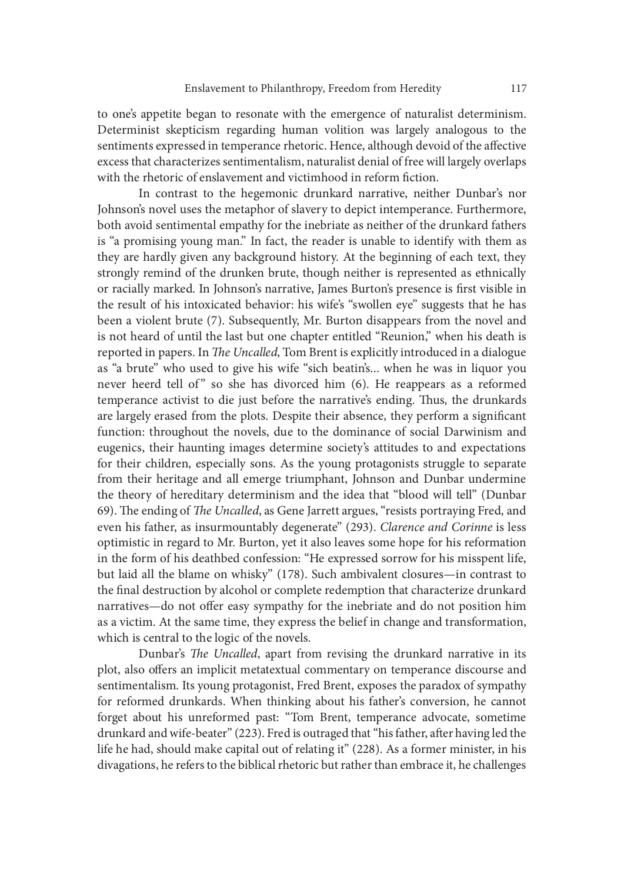to one's appetite began to resonate with the emergence of naturalist determinism. Determinist skepticism regarding human volition was largely analogous to the sentiments expressed in temperance rhetoric. Hence, although devoid of the affective excess that characterizes sentimentalism, naturalist denial of free will largely overlaps with the rhetoric of enslavement and victimhood in reform fiction.

In contrast to the hegemonic drunkard narrative, neither Dunbar's nor Johnson's novel uses the metaphor of slavery to depict intemperance. Furthermore, both avoid sentimental empathy for the inebriate as neither of the drunkard fathers is "a promising young man." In fact, the reader is unable to identify with them as they are hardly given any background history. At the beginning of each text, they strongly remind of the drunken brute, though neither is represented as ethnically or racially marked. In Johnson's narrative, James Burton's presence is first visible in the result of his intoxicated behavior: his wife's "swollen eye" suggests that he has been a violent brute (7). Subsequently, Mr. Burton disappears from the novel and is not heard of until the last but one chapter entitled "Reunion," when his death is reported in papers. In *The Uncalled*, Tom Brent is explicitly introduced in a dialogue as "a brute" who used to give his wife "sich beatin's... when he was in liquor you never heerd tell of" so she has divorced him (6). He reappears as a reformed temperance activist to die just before the narrative's ending. Thus, the drunkards are largely erased from the plots. Despite their absence, they perform a significant function: throughout the novels, due to the dominance of social Darwinism and eugenics, their haunting images determine society's attitudes to and expectations for their children, especially sons. As the young protagonists struggle to separate from their heritage and all emerge triumphant, Johnson and Dunbar undermine the theory of hereditary determinism and the idea that "blood will tell" (Dunbar 69). The ending of *The Uncalled*, as Gene Jarrett argues, "resists portraying Fred, and even his father, as insurmountably degenerate" (293). *Clarence and Corinne* is less optimistic in regard to Mr. Burton, yet it also leaves some hope for his reformation in the form of his deathbed confession: "He expressed sorrow for his misspent life, but laid all the blame on whisky" (178). Such ambivalent closures—in contrast to the final destruction by alcohol or complete redemption that characterize drunkard narratives—do not offer easy sympathy for the inebriate and do not position him as a victim. At the same time, they express the belief in change and transformation, which is central to the logic of the novels.

Dunbar's *The Uncalled*, apart from revising the drunkard narrative in its plot, also offers an implicit metatextual commentary on temperance discourse and sentimentalism. Its young protagonist, Fred Brent, exposes the paradox of sympathy for reformed drunkards. When thinking about his father's conversion, he cannot forget about his unreformed past: "Tom Brent, temperance advocate, sometime drunkard and wife-beater" (223). Fred is outraged that "his father, after having led the life he had, should make capital out of relating it" (228). As a former minister, in his divagations, he refers to the biblical rhetoric but rather than embrace it, he challenges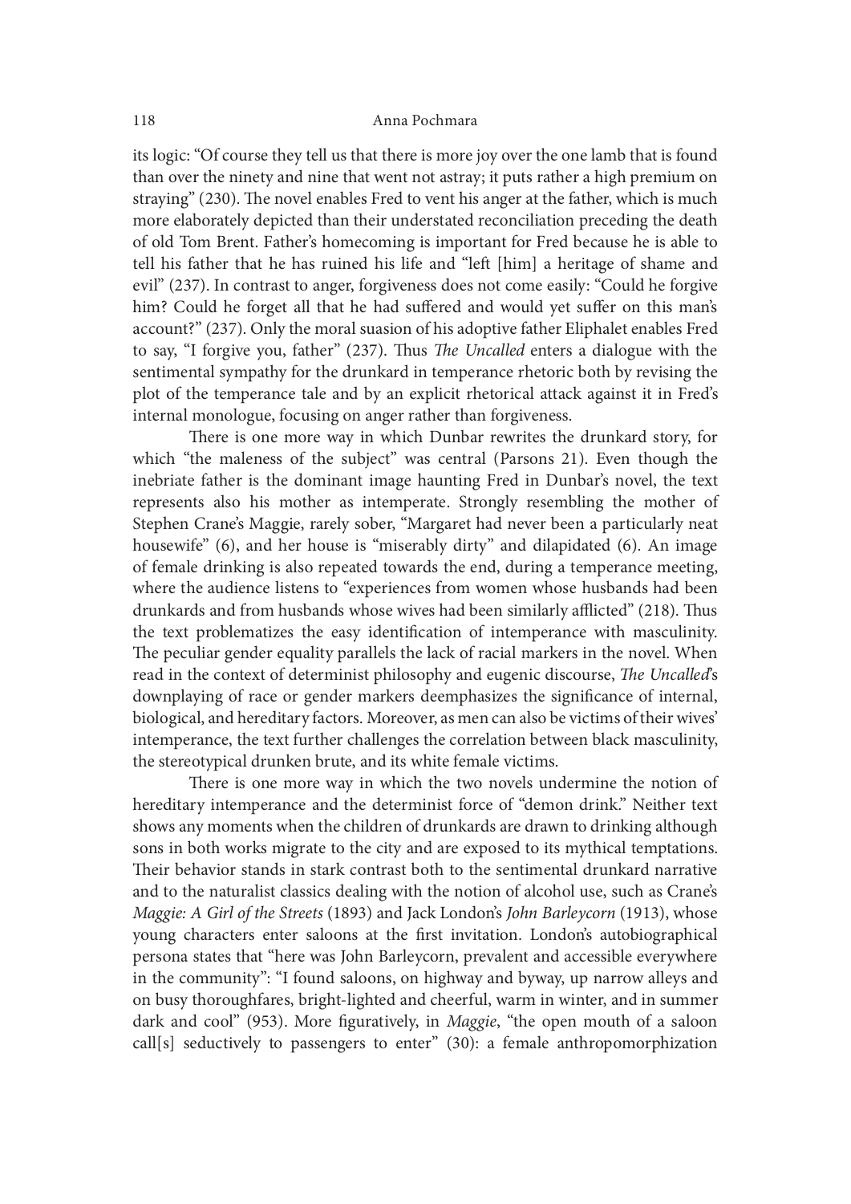its logic: "Of course they tell us that there is more joy over the one lamb that is found than over the ninety and nine that went not astray; it puts rather a high premium on straying" (230). The novel enables Fred to vent his anger at the father, which is much more elaborately depicted than their understated reconciliation preceding the death of old Tom Brent. Father's homecoming is important for Fred because he is able to tell his father that he has ruined his life and "left [him] a heritage of shame and evil" (237). In contrast to anger, forgiveness does not come easily: "Could he forgive him? Could he forget all that he had suffered and would yet suffer on this man's account?" (237). Only the moral suasion of his adoptive father Eliphalet enables Fred to say, "I forgive you, father" (237). Thus *The Uncalled* enters a dialogue with the sentimental sympathy for the drunkard in temperance rhetoric both by revising the plot of the temperance tale and by an explicit rhetorical attack against it in Fred's internal monologue, focusing on anger rather than forgiveness.

There is one more way in which Dunbar rewrites the drunkard story, for which "the maleness of the subject" was central (Parsons 21). Even though the inebriate father is the dominant image haunting Fred in Dunbar's novel, the text represents also his mother as intemperate. Strongly resembling the mother of Stephen Crane's Maggie, rarely sober, "Margaret had never been a particularly neat housewife" (6), and her house is "miserably dirty" and dilapidated (6). An image of female drinking is also repeated towards the end, during a temperance meeting, where the audience listens to "experiences from women whose husbands had been drunkards and from husbands whose wives had been similarly afflicted" (218). Thus the text problematizes the easy identification of intemperance with masculinity. The peculiar gender equality parallels the lack of racial markers in the novel. When read in the context of determinist philosophy and eugenic discourse, *The Uncalled*'s downplaying of race or gender markers deemphasizes the significance of internal, biological, and hereditary factors. Moreover, as men can also be victims of their wives' intemperance, the text further challenges the correlation between black masculinity, the stereotypical drunken brute, and its white female victims.

There is one more way in which the two novels undermine the notion of hereditary intemperance and the determinist force of "demon drink." Neither text shows any moments when the children of drunkards are drawn to drinking although sons in both works migrate to the city and are exposed to its mythical temptations. Their behavior stands in stark contrast both to the sentimental drunkard narrative and to the naturalist classics dealing with the notion of alcohol use, such as Crane's *Maggie: A Girl of the Streets* (1893) and Jack London's *John Barleycorn* (1913), whose young characters enter saloons at the first invitation. London's autobiographical persona states that "here was John Barleycorn, prevalent and accessible everywhere in the community": "I found saloons, on highway and byway, up narrow alleys and on busy thoroughfares, bright-lighted and cheerful, warm in winter, and in summer dark and cool" (953). More figuratively, in *Maggie*, "the open mouth of a saloon call[s] seductively to passengers to enter" (30): a female anthropomorphization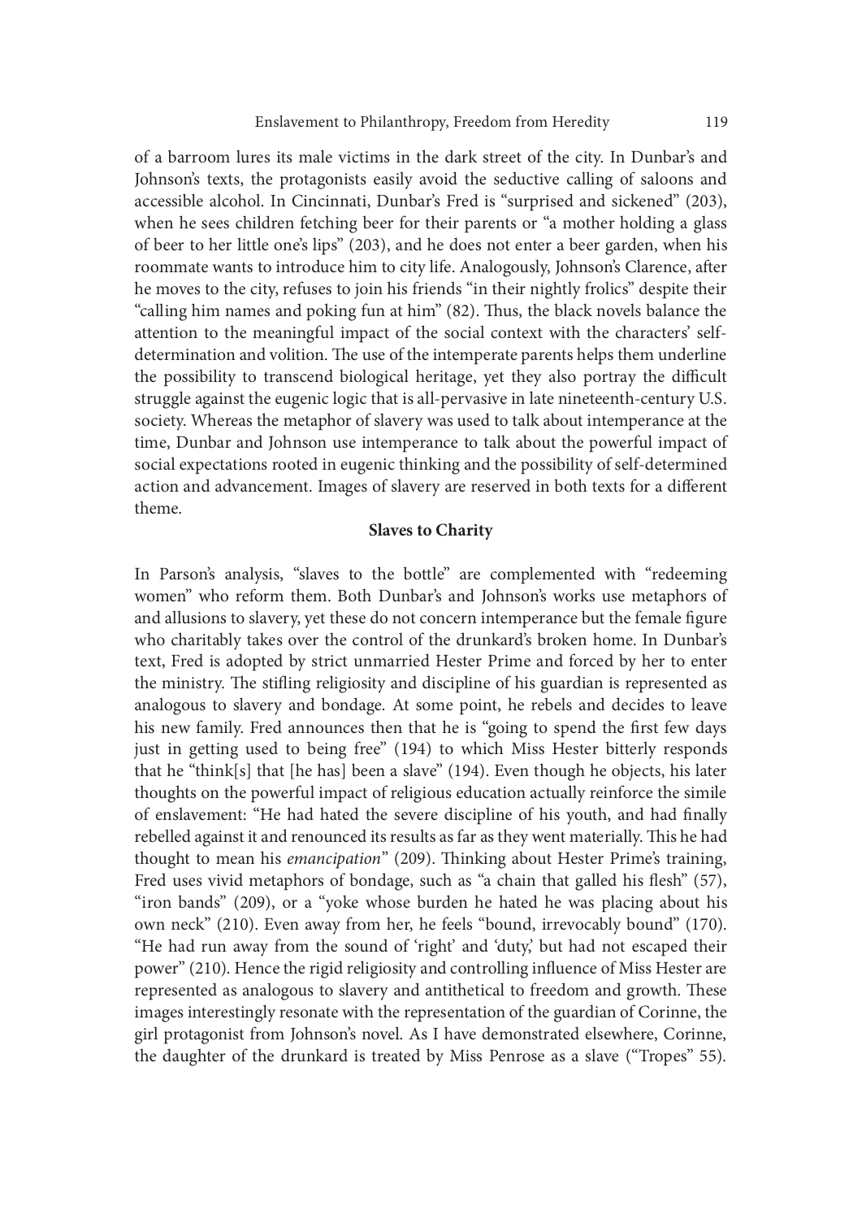of a barroom lures its male victims in the dark street of the city. In Dunbar's and Johnson's texts, the protagonists easily avoid the seductive calling of saloons and accessible alcohol. In Cincinnati, Dunbar's Fred is "surprised and sickened" (203), when he sees children fetching beer for their parents or "a mother holding a glass of beer to her little one's lips" (203), and he does not enter a beer garden, when his roommate wants to introduce him to city life. Analogously, Johnson's Clarence, after he moves to the city, refuses to join his friends "in their nightly frolics" despite their "calling him names and poking fun at him" (82). Thus, the black novels balance the attention to the meaningful impact of the social context with the characters' self-determination and volition. The use of the intemperate parents helps them underline the possibility to transcend biological heritage, yet they also portray the difficult struggle against the eugenic logic that is all-pervasive in late nineteenth-century U.S. society. Whereas the metaphor of slavery was used to talk about intemperance at the time, Dunbar and Johnson use intemperance to talk about the powerful impact of social expectations rooted in eugenic thinking and the possibility of self-determined action and advancement. Images of slavery are reserved in both texts for a different theme.

## Slaves to Charity

In Parson's analysis, "slaves to the bottle" are complemented with "redeeming women" who reform them. Both Dunbar's and Johnson's works use metaphors of and allusions to slavery, yet these do not concern intemperance but the female figure who charitably takes over the control of the drunkard's broken home. In Dunbar's text, Fred is adopted by strict unmarried Hester Prime and forced by her to enter the ministry. The stifling religiosity and discipline of his guardian is represented as analogous to slavery and bondage. At some point, he rebels and decides to leave his new family. Fred announces then that he is "going to spend the first few days just in getting used to being free" (194) to which Miss Hester bitterly responds that he "think[s] that [he has] been a slave" (194). Even though he objects, his later thoughts on the powerful impact of religious education actually reinforce the simile of enslavement: "He had hated the severe discipline of his youth, and had finally rebelled against it and renounced its results as far as they went materially. This he had thought to mean his *emancipation*" (209). Thinking about Hester Prime's training, Fred uses vivid metaphors of bondage, such as "a chain that galled his flesh" (57), "iron bands" (209), or a "yoke whose burden he hated he was placing about his own neck" (210). Even away from her, he feels "bound, irrevocably bound" (170). "He had run away from the sound of 'right' and 'duty,' but had not escaped their power" (210). Hence the rigid religiosity and controlling influence of Miss Hester are represented as analogous to slavery and antithetical to freedom and growth. These images interestingly resonate with the representation of the guardian of Corinne, the girl protagonist from Johnson's novel. As I have demonstrated elsewhere, Corinne, the daughter of the drunkard is treated by Miss Penrose as a slave ("Tropes" 55).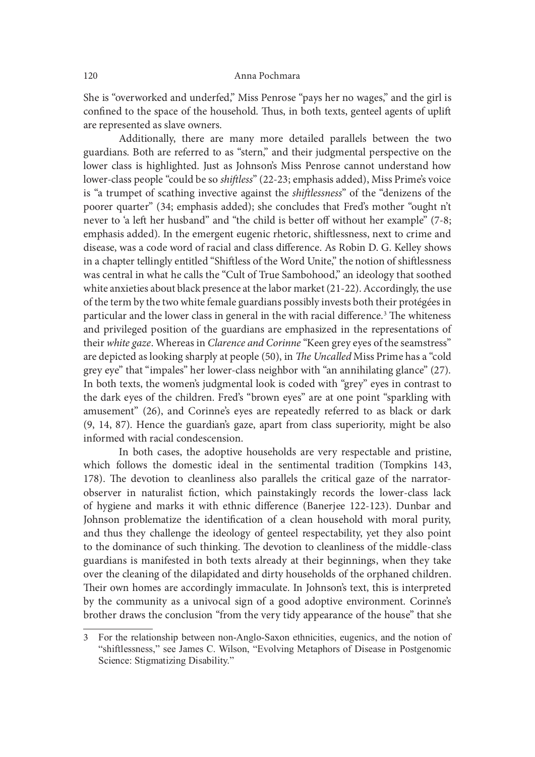She is "overworked and underfed," Miss Penrose "pays her no wages," and the girl is confined to the space of the household. Thus, in both texts, genteel agents of uplift are represented as slave owners.

Additionally, there are many more detailed parallels between the two guardians. Both are referred to as "stern," and their judgmental perspective on the lower class is highlighted. Just as Johnson's Miss Penrose cannot understand how lower-class people "could be so *shiftless*" (22-23; emphasis added), Miss Prime's voice is "a trumpet of scathing invective against the *shiftlessness*" of the "denizens of the poorer quarter" (34; emphasis added); she concludes that Fred's mother "ought n't never to 'a left her husband" and "the child is better off without her example" (7-8; emphasis added). In the emergent eugenic rhetoric, shiftlessness, next to crime and disease, was a code word of racial and class difference. As Robin D. G. Kelley shows in a chapter tellingly entitled "Shiftless of the Word Unite," the notion of shiftlessness was central in what he calls the "Cult of True Sambohood," an ideology that soothed white anxieties about black presence at the labor market (21-22). Accordingly, the use of the term by the two white female guardians possibly invests both their protégées in particular and the lower class in general in the with racial difference.[3] The whiteness and privileged position of the guardians are emphasized in the representations of their *white gaze*. Whereas in *Clarence and Corinne* "Keen grey eyes of the seamstress" are depicted as looking sharply at people (50), in *The Uncalled* Miss Prime has a "cold grey eye" that "impales" her lower-class neighbor with "an annihilating glance" (27). In both texts, the women's judgmental look is coded with "grey" eyes in contrast to the dark eyes of the children. Fred's "brown eyes" are at one point "sparkling with amusement" (26), and Corinne's eyes are repeatedly referred to as black or dark (9, 14, 87). Hence the guardian's gaze, apart from class superiority, might be also informed with racial condescension.

In both cases, the adoptive households are very respectable and pristine, which follows the domestic ideal in the sentimental tradition (Tompkins 143, 178). The devotion to cleanliness also parallels the critical gaze of the narrator-observer in naturalist fiction, which painstakingly records the lower-class lack of hygiene and marks it with ethnic difference (Banerjee 122-123). Dunbar and Johnson problematize the identification of a clean household with moral purity, and thus they challenge the ideology of genteel respectability, yet they also point to the dominance of such thinking. The devotion to cleanliness of the middle-class guardians is manifested in both texts already at their beginnings, when they take over the cleaning of the dilapidated and dirty households of the orphaned children. Their own homes are accordingly immaculate. In Johnson's text, this is interpreted by the community as a univocal sign of a good adoptive environment. Corinne's brother draws the conclusion "from the very tidy appearance of the house" that she

---

3 For the relationship between non-Anglo-Saxon ethnicities, eugenics, and the notion of "shiftlessness," see James C. Wilson, "Evolving Metaphors of Disease in Postgenomic Science: Stigmatizing Disability."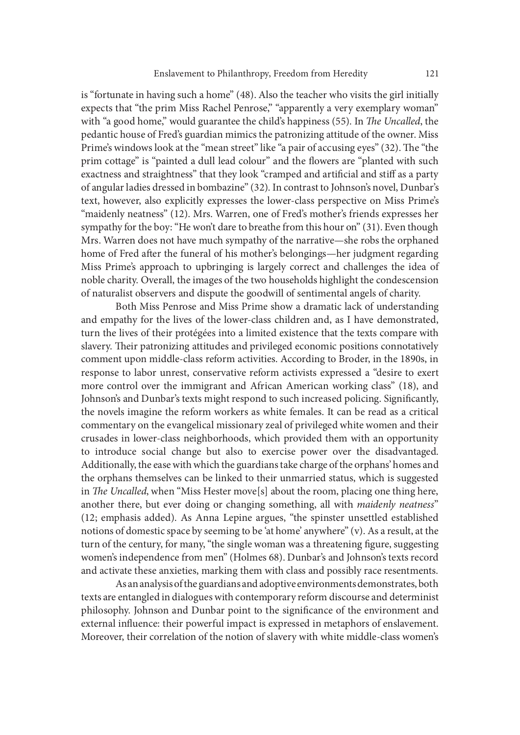is "fortunate in having such a home" (48). Also the teacher who visits the girl initially expects that "the prim Miss Rachel Penrose," "apparently a very exemplary woman" with "a good home," would guarantee the child's happiness (55). In *The Uncalled*, the pedantic house of Fred's guardian mimics the patronizing attitude of the owner. Miss Prime's windows look at the "mean street" like "a pair of accusing eyes" (32). The "the prim cottage" is "painted a dull lead colour" and the flowers are "planted with such exactness and straightness" that they look "cramped and artificial and stiff as a party of angular ladies dressed in bombazine" (32). In contrast to Johnson's novel, Dunbar's text, however, also explicitly expresses the lower-class perspective on Miss Prime's "maidenly neatness" (12). Mrs. Warren, one of Fred's mother's friends expresses her sympathy for the boy: "He won't dare to breathe from this hour on" (31). Even though Mrs. Warren does not have much sympathy of the narrative—she robs the orphaned home of Fred after the funeral of his mother's belongings—her judgment regarding Miss Prime's approach to upbringing is largely correct and challenges the idea of noble charity. Overall, the images of the two households highlight the condescension of naturalist observers and dispute the goodwill of sentimental angels of charity.

Both Miss Penrose and Miss Prime show a dramatic lack of understanding and empathy for the lives of the lower-class children and, as I have demonstrated, turn the lives of their protégées into a limited existence that the texts compare with slavery. Their patronizing attitudes and privileged economic positions connotatively comment upon middle-class reform activities. According to Broder, in the 1890s, in response to labor unrest, conservative reform activists expressed a "desire to exert more control over the immigrant and African American working class" (18), and Johnson's and Dunbar's texts might respond to such increased policing. Significantly, the novels imagine the reform workers as white females. It can be read as a critical commentary on the evangelical missionary zeal of privileged white women and their crusades in lower-class neighborhoods, which provided them with an opportunity to introduce social change but also to exercise power over the disadvantaged. Additionally, the ease with which the guardians take charge of the orphans' homes and the orphans themselves can be linked to their unmarried status, which is suggested in *The Uncalled*, when "Miss Hester move[s] about the room, placing one thing here, another there, but ever doing or changing something, all with *maidenly neatness*" (12; emphasis added). As Anna Lepine argues, "the spinster unsettled established notions of domestic space by seeming to be 'at home' anywhere" (v). As a result, at the turn of the century, for many, "the single woman was a threatening figure, suggesting women's independence from men" (Holmes 68). Dunbar's and Johnson's texts record and activate these anxieties, marking them with class and possibly race resentments.

As an analysis of the guardians and adoptive environments demonstrates, both texts are entangled in dialogues with contemporary reform discourse and determinist philosophy. Johnson and Dunbar point to the significance of the environment and external influence: their powerful impact is expressed in metaphors of enslavement. Moreover, their correlation of the notion of slavery with white middle-class women's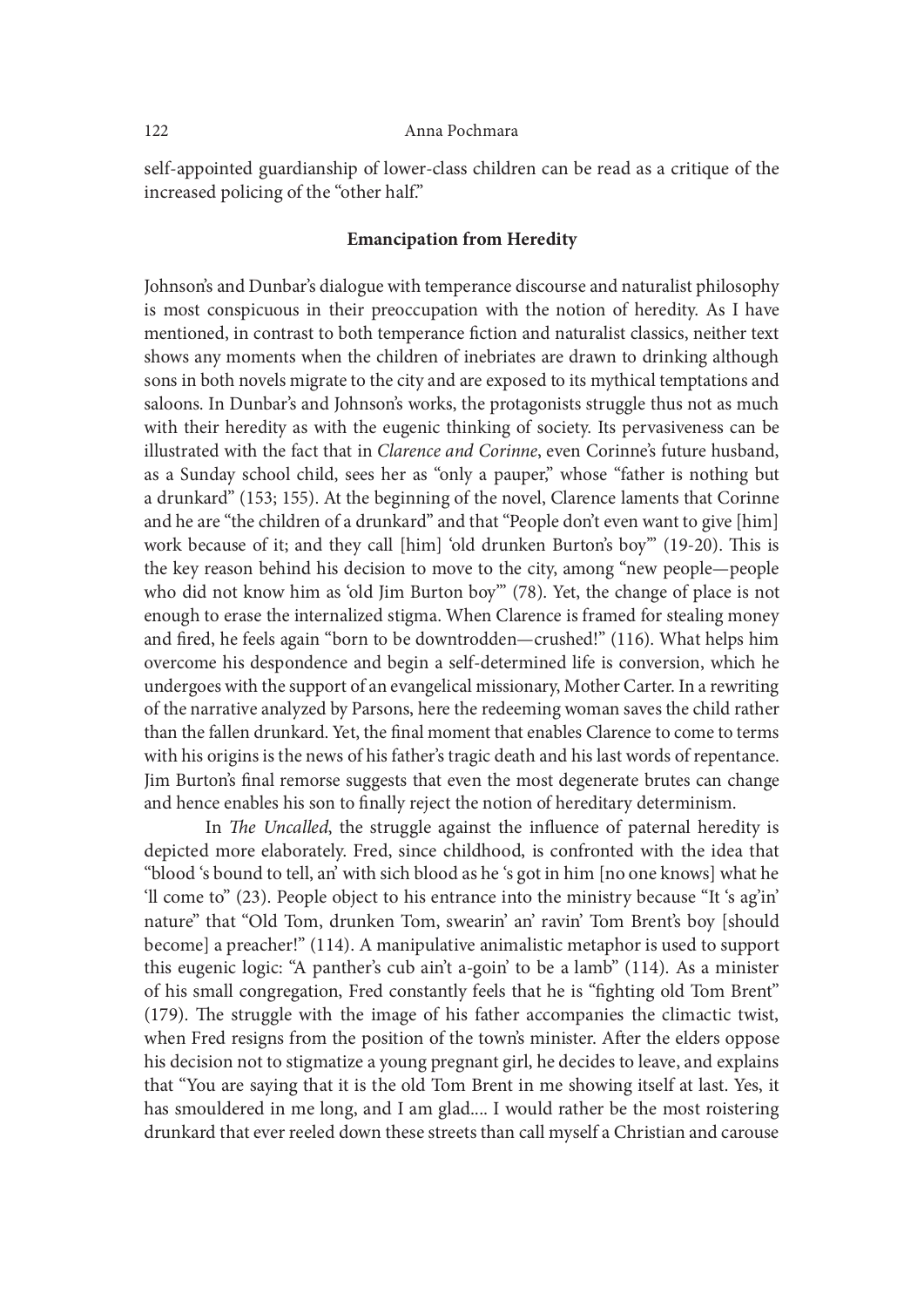self-appointed guardianship of lower-class children can be read as a critique of the increased policing of the "other half."

## Emancipation from Heredity

Johnson's and Dunbar's dialogue with temperance discourse and naturalist philosophy is most conspicuous in their preoccupation with the notion of heredity. As I have mentioned, in contrast to both temperance fiction and naturalist classics, neither text shows any moments when the children of inebriates are drawn to drinking although sons in both novels migrate to the city and are exposed to its mythical temptations and saloons. In Dunbar's and Johnson's works, the protagonists struggle thus not as much with their heredity as with the eugenic thinking of society. Its pervasiveness can be illustrated with the fact that in *Clarence and Corinne*, even Corinne's future husband, as a Sunday school child, sees her as "only a pauper," whose "father is nothing but a drunkard" (153; 155). At the beginning of the novel, Clarence laments that Corinne and he are "the children of a drunkard" and that "People don't even want to give [him] work because of it; and they call [him] 'old drunken Burton's boy'" (19-20). This is the key reason behind his decision to move to the city, among "new people—people who did not know him as 'old Jim Burton boy'" (78). Yet, the change of place is not enough to erase the internalized stigma. When Clarence is framed for stealing money and fired, he feels again "born to be downtrodden—crushed!" (116). What helps him overcome his despondence and begin a self-determined life is conversion, which he undergoes with the support of an evangelical missionary, Mother Carter. In a rewriting of the narrative analyzed by Parsons, here the redeeming woman saves the child rather than the fallen drunkard. Yet, the final moment that enables Clarence to come to terms with his origins is the news of his father's tragic death and his last words of repentance. Jim Burton's final remorse suggests that even the most degenerate brutes can change and hence enables his son to finally reject the notion of hereditary determinism.

In *The Uncalled*, the struggle against the influence of paternal heredity is depicted more elaborately. Fred, since childhood, is confronted with the idea that "blood 's bound to tell, an' with sich blood as he 's got in him [no one knows] what he 'll come to" (23). People object to his entrance into the ministry because "It 's ag'in' nature" that "Old Tom, drunken Tom, swearin' an' ravin' Tom Brent's boy [should become] a preacher!" (114). A manipulative animalistic metaphor is used to support this eugenic logic: "A panther's cub ain't a-goin' to be a lamb" (114). As a minister of his small congregation, Fred constantly feels that he is "fighting old Tom Brent" (179). The struggle with the image of his father accompanies the climactic twist, when Fred resigns from the position of the town's minister. After the elders oppose his decision not to stigmatize a young pregnant girl, he decides to leave, and explains that "You are saying that it is the old Tom Brent in me showing itself at last. Yes, it has smouldered in me long, and I am glad.... I would rather be the most roistering drunkard that ever reeled down these streets than call myself a Christian and carouse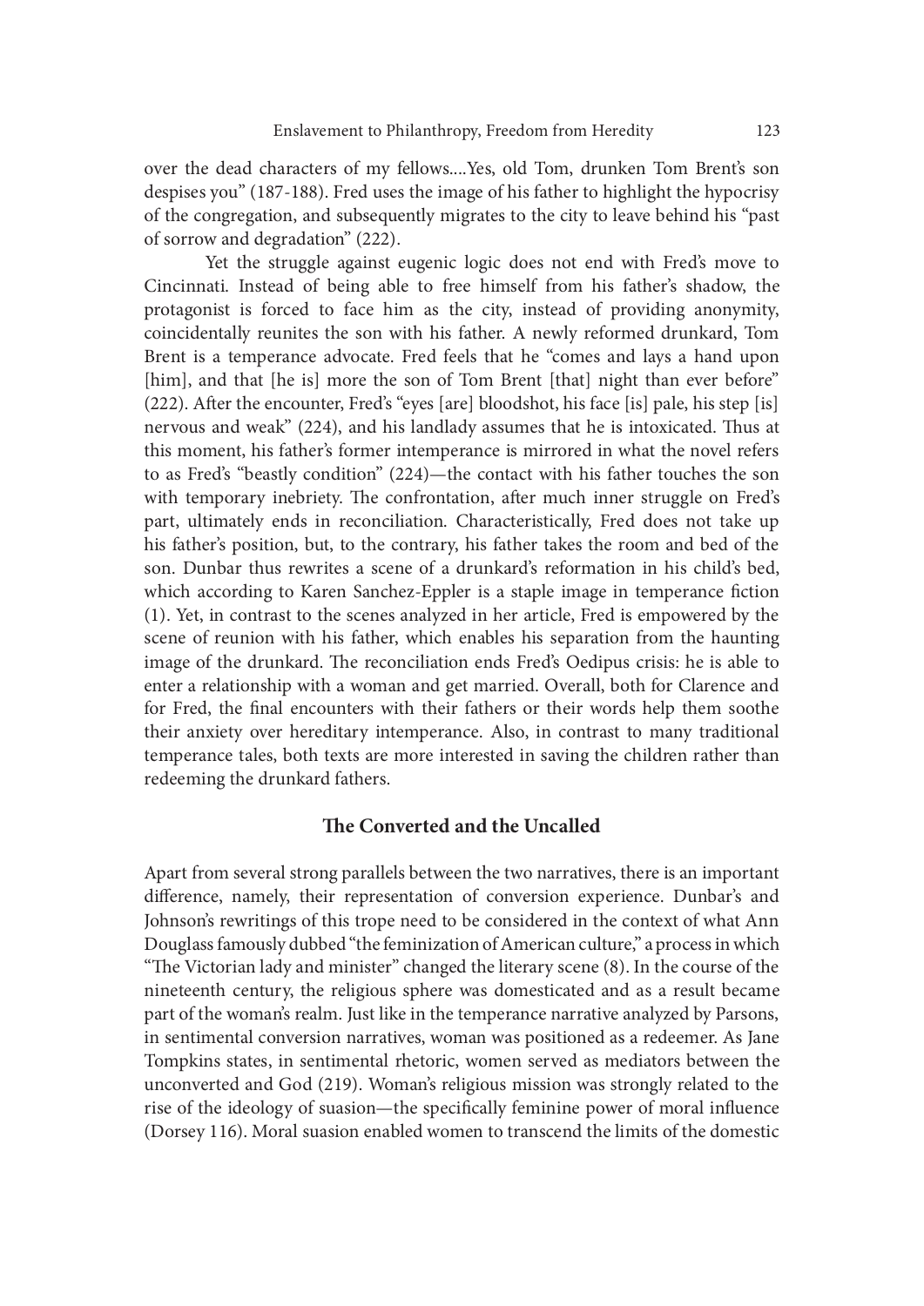over the dead characters of my fellows....Yes, old Tom, drunken Tom Brent's son despises you" (187-188). Fred uses the image of his father to highlight the hypocrisy of the congregation, and subsequently migrates to the city to leave behind his "past of sorrow and degradation" (222).

Yet the struggle against eugenic logic does not end with Fred's move to Cincinnati. Instead of being able to free himself from his father's shadow, the protagonist is forced to face him as the city, instead of providing anonymity, coincidentally reunites the son with his father. A newly reformed drunkard, Tom Brent is a temperance advocate. Fred feels that he "comes and lays a hand upon [him], and that [he is] more the son of Tom Brent [that] night than ever before" (222). After the encounter, Fred's "eyes [are] bloodshot, his face [is] pale, his step [is] nervous and weak" (224), and his landlady assumes that he is intoxicated. Thus at this moment, his father's former intemperance is mirrored in what the novel refers to as Fred's "beastly condition" (224)—the contact with his father touches the son with temporary inebriety. The confrontation, after much inner struggle on Fred's part, ultimately ends in reconciliation. Characteristically, Fred does not take up his father's position, but, to the contrary, his father takes the room and bed of the son. Dunbar thus rewrites a scene of a drunkard's reformation in his child's bed, which according to Karen Sanchez-Eppler is a staple image in temperance fiction (1). Yet, in contrast to the scenes analyzed in her article, Fred is empowered by the scene of reunion with his father, which enables his separation from the haunting image of the drunkard. The reconciliation ends Fred's Oedipus crisis: he is able to enter a relationship with a woman and get married. Overall, both for Clarence and for Fred, the final encounters with their fathers or their words help them soothe their anxiety over hereditary intemperance. Also, in contrast to many traditional temperance tales, both texts are more interested in saving the children rather than redeeming the drunkard fathers.

## The Converted and the Uncalled

Apart from several strong parallels between the two narratives, there is an important difference, namely, their representation of conversion experience. Dunbar's and Johnson's rewritings of this trope need to be considered in the context of what Ann Douglass famously dubbed "the feminization of American culture," a process in which "The Victorian lady and minister" changed the literary scene (8). In the course of the nineteenth century, the religious sphere was domesticated and as a result became part of the woman's realm. Just like in the temperance narrative analyzed by Parsons, in sentimental conversion narratives, woman was positioned as a redeemer. As Jane Tompkins states, in sentimental rhetoric, women served as mediators between the unconverted and God (219). Woman's religious mission was strongly related to the rise of the ideology of suasion—the specifically feminine power of moral influence (Dorsey 116). Moral suasion enabled women to transcend the limits of the domestic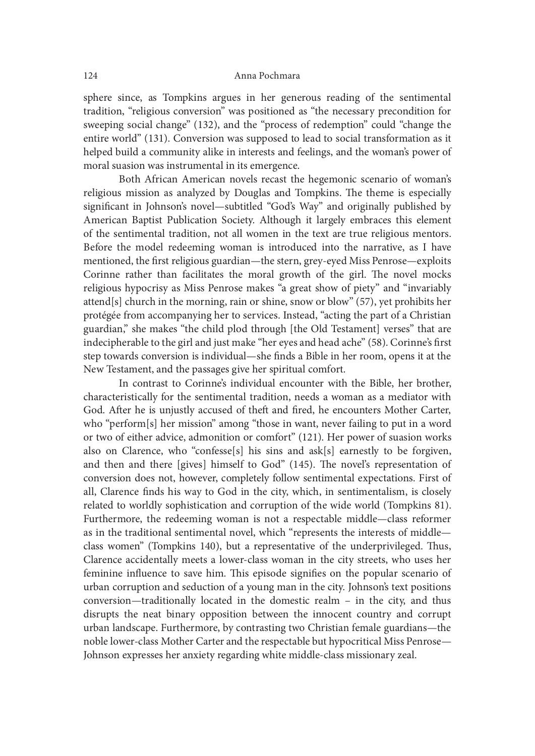sphere since, as Tompkins argues in her generous reading of the sentimental tradition, "religious conversion" was positioned as "the necessary precondition for sweeping social change" (132), and the "process of redemption" could "change the entire world" (131). Conversion was supposed to lead to social transformation as it helped build a community alike in interests and feelings, and the woman's power of moral suasion was instrumental in its emergence.

Both African American novels recast the hegemonic scenario of woman's religious mission as analyzed by Douglas and Tompkins. The theme is especially significant in Johnson's novel—subtitled "God's Way" and originally published by American Baptist Publication Society. Although it largely embraces this element of the sentimental tradition, not all women in the text are true religious mentors. Before the model redeeming woman is introduced into the narrative, as I have mentioned, the first religious guardian—the stern, grey-eyed Miss Penrose—exploits Corinne rather than facilitates the moral growth of the girl. The novel mocks religious hypocrisy as Miss Penrose makes "a great show of piety" and "invariably attend[s] church in the morning, rain or shine, snow or blow" (57), yet prohibits her protégée from accompanying her to services. Instead, "acting the part of a Christian guardian," she makes "the child plod through [the Old Testament] verses" that are indecipherable to the girl and just make "her eyes and head ache" (58). Corinne's first step towards conversion is individual—she finds a Bible in her room, opens it at the New Testament, and the passages give her spiritual comfort.

In contrast to Corinne's individual encounter with the Bible, her brother, characteristically for the sentimental tradition, needs a woman as a mediator with God. After he is unjustly accused of theft and fired, he encounters Mother Carter, who "perform[s] her mission" among "those in want, never failing to put in a word or two of either advice, admonition or comfort" (121). Her power of suasion works also on Clarence, who "confesse[s] his sins and ask[s] earnestly to be forgiven, and then and there [gives] himself to God" (145). The novel's representation of conversion does not, however, completely follow sentimental expectations. First of all, Clarence finds his way to God in the city, which, in sentimentalism, is closely related to worldly sophistication and corruption of the wide world (Tompkins 81). Furthermore, the redeeming woman is not a respectable middle—class reformer as in the traditional sentimental novel, which "represents the interests of middle—class women" (Tompkins 140), but a representative of the underprivileged. Thus, Clarence accidentally meets a lower-class woman in the city streets, who uses her feminine influence to save him. This episode signifies on the popular scenario of urban corruption and seduction of a young man in the city. Johnson's text positions conversion—traditionally located in the domestic realm – in the city, and thus disrupts the neat binary opposition between the innocent country and corrupt urban landscape. Furthermore, by contrasting two Christian female guardians—the noble lower-class Mother Carter and the respectable but hypocritical Miss Penrose—Johnson expresses her anxiety regarding white middle-class missionary zeal.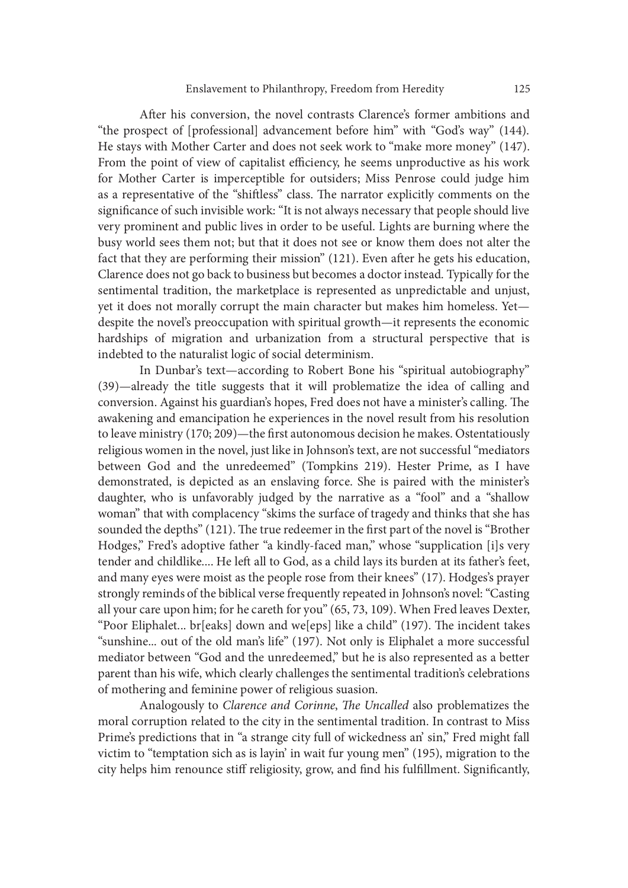After his conversion, the novel contrasts Clarence's former ambitions and "the prospect of [professional] advancement before him" with "God's way" (144). He stays with Mother Carter and does not seek work to "make more money" (147). From the point of view of capitalist efficiency, he seems unproductive as his work for Mother Carter is imperceptible for outsiders; Miss Penrose could judge him as a representative of the "shiftless" class. The narrator explicitly comments on the significance of such invisible work: "It is not always necessary that people should live very prominent and public lives in order to be useful. Lights are burning where the busy world sees them not; but that it does not see or know them does not alter the fact that they are performing their mission" (121). Even after he gets his education, Clarence does not go back to business but becomes a doctor instead. Typically for the sentimental tradition, the marketplace is represented as unpredictable and unjust, yet it does not morally corrupt the main character but makes him homeless. Yet—despite the novel's preoccupation with spiritual growth—it represents the economic hardships of migration and urbanization from a structural perspective that is indebted to the naturalist logic of social determinism.

In Dunbar's text—according to Robert Bone his "spiritual autobiography" (39)—already the title suggests that it will problematize the idea of calling and conversion. Against his guardian's hopes, Fred does not have a minister's calling. The awakening and emancipation he experiences in the novel result from his resolution to leave ministry (170; 209)—the first autonomous decision he makes. Ostentatiously religious women in the novel, just like in Johnson's text, are not successful "mediators between God and the unredeemed" (Tompkins 219). Hester Prime, as I have demonstrated, is depicted as an enslaving force. She is paired with the minister's daughter, who is unfavorably judged by the narrative as a "fool" and a "shallow woman" that with complacency "skims the surface of tragedy and thinks that she has sounded the depths" (121). The true redeemer in the first part of the novel is "Brother Hodges," Fred's adoptive father "a kindly-faced man," whose "supplication [i]s very tender and childlike.... He left all to God, as a child lays its burden at its father's feet, and many eyes were moist as the people rose from their knees" (17). Hodges's prayer strongly reminds of the biblical verse frequently repeated in Johnson's novel: "Casting all your care upon him; for he careth for you" (65, 73, 109). When Fred leaves Dexter, "Poor Eliphalet... br[eaks] down and we[eps] like a child" (197). The incident takes "sunshine... out of the old man's life" (197). Not only is Eliphalet a more successful mediator between "God and the unredeemed," but he is also represented as a better parent than his wife, which clearly challenges the sentimental tradition's celebrations of mothering and feminine power of religious suasion.

Analogously to *Clarence and Corinne*, *The Uncalled* also problematizes the moral corruption related to the city in the sentimental tradition. In contrast to Miss Prime's predictions that in "a strange city full of wickedness an' sin," Fred might fall victim to "temptation sich as is layin' in wait fur young men" (195), migration to the city helps him renounce stiff religiosity, grow, and find his fulfillment. Significantly,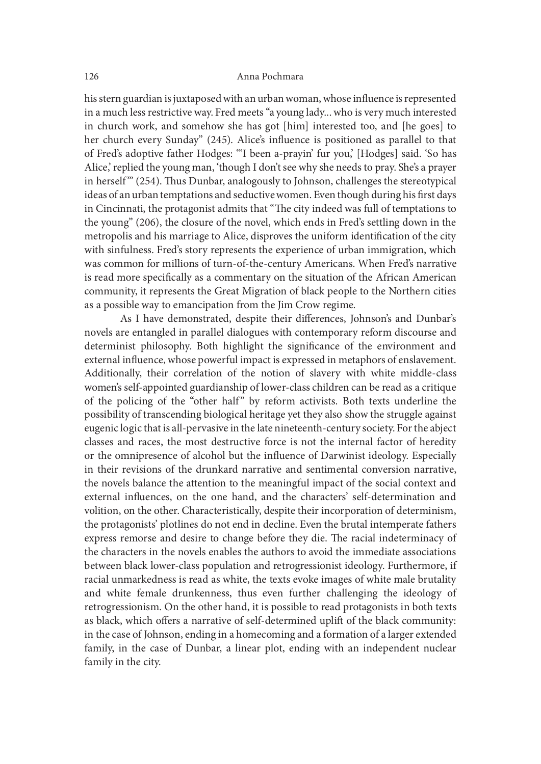his stern guardian is juxtaposed with an urban woman, whose influence is represented in a much less restrictive way. Fred meets "a young lady... who is very much interested in church work, and somehow she has got [him] interested too, and [he goes] to her church every Sunday" (245). Alice's influence is positioned as parallel to that of Fred's adoptive father Hodges: "'I been a-prayin' fur you,' [Hodges] said. 'So has Alice,' replied the young man, 'though I don't see why she needs to pray. She's a prayer in herself'" (254). Thus Dunbar, analogously to Johnson, challenges the stereotypical ideas of an urban temptations and seductive women. Even though during his first days in Cincinnati, the protagonist admits that "The city indeed was full of temptations to the young" (206), the closure of the novel, which ends in Fred's settling down in the metropolis and his marriage to Alice, disproves the uniform identification of the city with sinfulness. Fred's story represents the experience of urban immigration, which was common for millions of turn-of-the-century Americans. When Fred's narrative is read more specifically as a commentary on the situation of the African American community, it represents the Great Migration of black people to the Northern cities as a possible way to emancipation from the Jim Crow regime.

As I have demonstrated, despite their differences, Johnson's and Dunbar's novels are entangled in parallel dialogues with contemporary reform discourse and determinist philosophy. Both highlight the significance of the environment and external influence, whose powerful impact is expressed in metaphors of enslavement. Additionally, their correlation of the notion of slavery with white middle-class women's self-appointed guardianship of lower-class children can be read as a critique of the policing of the "other half" by reform activists. Both texts underline the possibility of transcending biological heritage yet they also show the struggle against eugenic logic that is all-pervasive in the late nineteenth-century society. For the abject classes and races, the most destructive force is not the internal factor of heredity or the omnipresence of alcohol but the influence of Darwinist ideology. Especially in their revisions of the drunkard narrative and sentimental conversion narrative, the novels balance the attention to the meaningful impact of the social context and external influences, on the one hand, and the characters' self-determination and volition, on the other. Characteristically, despite their incorporation of determinism, the protagonists' plotlines do not end in decline. Even the brutal intemperate fathers express remorse and desire to change before they die. The racial indeterminacy of the characters in the novels enables the authors to avoid the immediate associations between black lower-class population and retrogressionist ideology. Furthermore, if racial unmarkedness is read as white, the texts evoke images of white male brutality and white female drunkenness, thus even further challenging the ideology of retrogressionism. On the other hand, it is possible to read protagonists in both texts as black, which offers a narrative of self-determined uplift of the black community: in the case of Johnson, ending in a homecoming and a formation of a larger extended family, in the case of Dunbar, a linear plot, ending with an independent nuclear family in the city.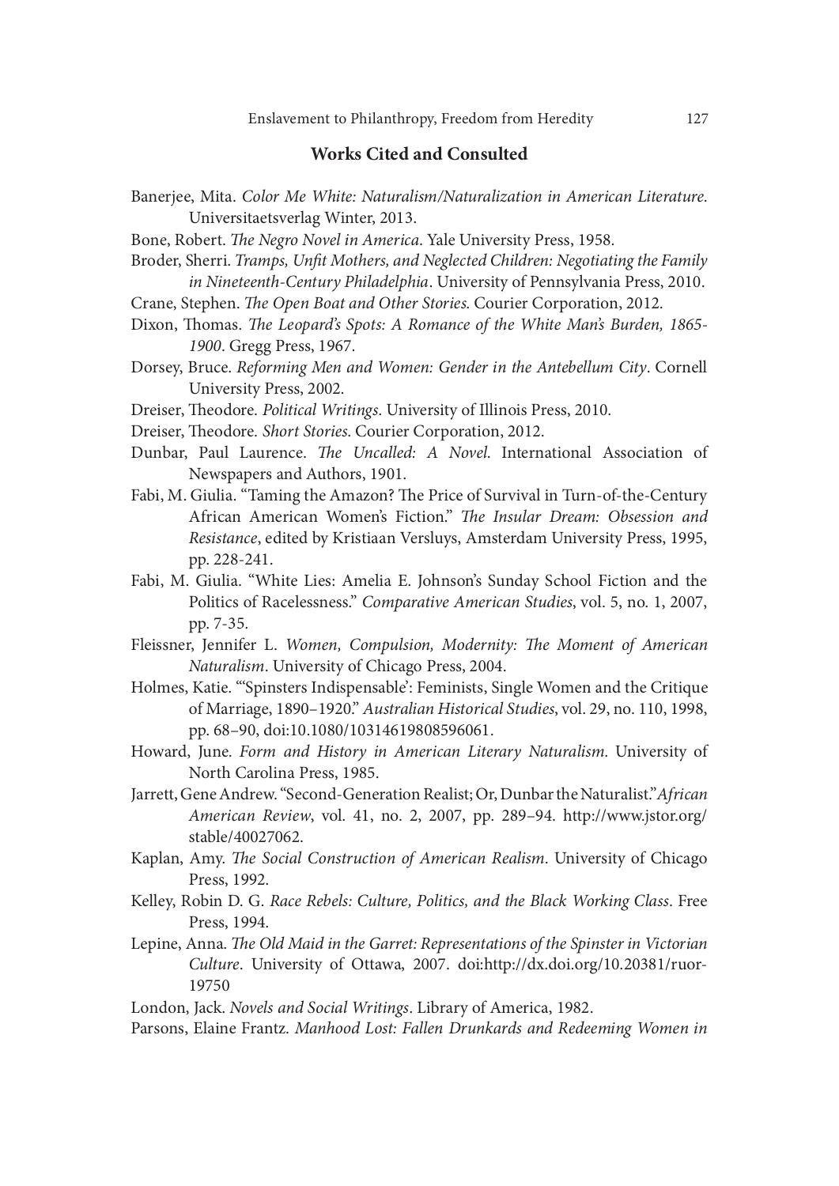## Works Cited and Consulted

Banerjee, Mita. *Color Me White: Naturalism/Naturalization in American Literature*. Universitaetsverlag Winter, 2013.

Bone, Robert. *The Negro Novel in America*. Yale University Press, 1958.

Broder, Sherri. *Tramps, Unfit Mothers, and Neglected Children: Negotiating the Family in Nineteenth-Century Philadelphia*. University of Pennsylvania Press, 2010.

Crane, Stephen. *The Open Boat and Other Stories*. Courier Corporation, 2012.

Dixon, Thomas. *The Leopard's Spots: A Romance of the White Man's Burden, 1865-1900*. Gregg Press, 1967.

Dorsey, Bruce. *Reforming Men and Women: Gender in the Antebellum City*. Cornell University Press, 2002.

Dreiser, Theodore. *Political Writings*. University of Illinois Press, 2010.

Dreiser, Theodore. *Short Stories*. Courier Corporation, 2012.

Dunbar, Paul Laurence. *The Uncalled: A Novel*. International Association of Newspapers and Authors, 1901.

Fabi, M. Giulia. "Taming the Amazon? The Price of Survival in Turn-of-the-Century African American Women's Fiction." *The Insular Dream: Obsession and Resistance*, edited by Kristiaan Versluys, Amsterdam University Press, 1995, pp. 228-241.

Fabi, M. Giulia. "White Lies: Amelia E. Johnson's Sunday School Fiction and the Politics of Racelessness." *Comparative American Studies*, vol. 5, no. 1, 2007, pp. 7-35.

Fleissner, Jennifer L. *Women, Compulsion, Modernity: The Moment of American Naturalism*. University of Chicago Press, 2004.

Holmes, Katie. "'Spinsters Indispensable': Feminists, Single Women and the Critique of Marriage, 1890–1920." *Australian Historical Studies*, vol. 29, no. 110, 1998, pp. 68–90, doi:10.1080/10314619808596061.

Howard, June. *Form and History in American Literary Naturalism*. University of North Carolina Press, 1985.

Jarrett, Gene Andrew. "Second-Generation Realist; Or, Dunbar the Naturalist." *African American Review*, vol. 41, no. 2, 2007, pp. 289–94. http://www.jstor.org/stable/40027062.

Kaplan, Amy. *The Social Construction of American Realism*. University of Chicago Press, 1992.

Kelley, Robin D. G. *Race Rebels: Culture, Politics, and the Black Working Class*. Free Press, 1994.

Lepine, Anna. *The Old Maid in the Garret: Representations of the Spinster in Victorian Culture*. University of Ottawa, 2007. doi:http://dx.doi.org/10.20381/ruor-19750

London, Jack. *Novels and Social Writings*. Library of America, 1982.

Parsons, Elaine Frantz. *Manhood Lost: Fallen Drunkards and Redeeming Women in*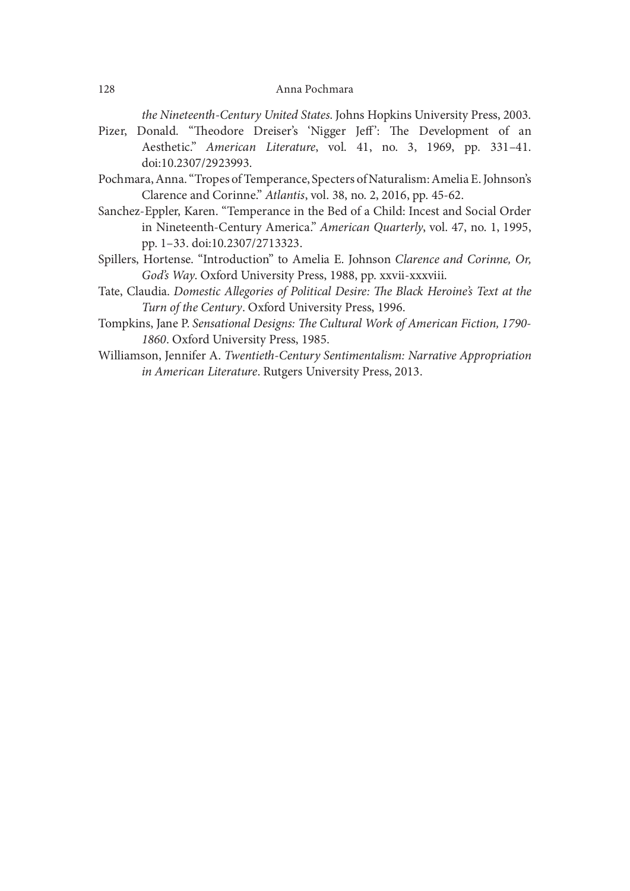*the Nineteenth-Century United States*. Johns Hopkins University Press, 2003.

Pizer, Donald. "Theodore Dreiser's 'Nigger Jeff': The Development of an Aesthetic." *American Literature*, vol. 41, no. 3, 1969, pp. 331–41. doi:10.2307/2923993.

Pochmara, Anna. "Tropes of Temperance, Specters of Naturalism: Amelia E. Johnson's Clarence and Corinne." *Atlantis*, vol. 38, no. 2, 2016, pp. 45-62.

Sanchez-Eppler, Karen. "Temperance in the Bed of a Child: Incest and Social Order in Nineteenth-Century America." *American Quarterly*, vol. 47, no. 1, 1995, pp. 1–33. doi:10.2307/2713323.

Spillers, Hortense. "Introduction" to Amelia E. Johnson *Clarence and Corinne, Or, God's Way*. Oxford University Press, 1988, pp. xxvii-xxxviii.

Tate, Claudia. *Domestic Allegories of Political Desire: The Black Heroine's Text at the Turn of the Century*. Oxford University Press, 1996.

Tompkins, Jane P. *Sensational Designs: The Cultural Work of American Fiction, 1790-1860*. Oxford University Press, 1985.

Williamson, Jennifer A. *Twentieth-Century Sentimentalism: Narrative Appropriation in American Literature*. Rutgers University Press, 2013.